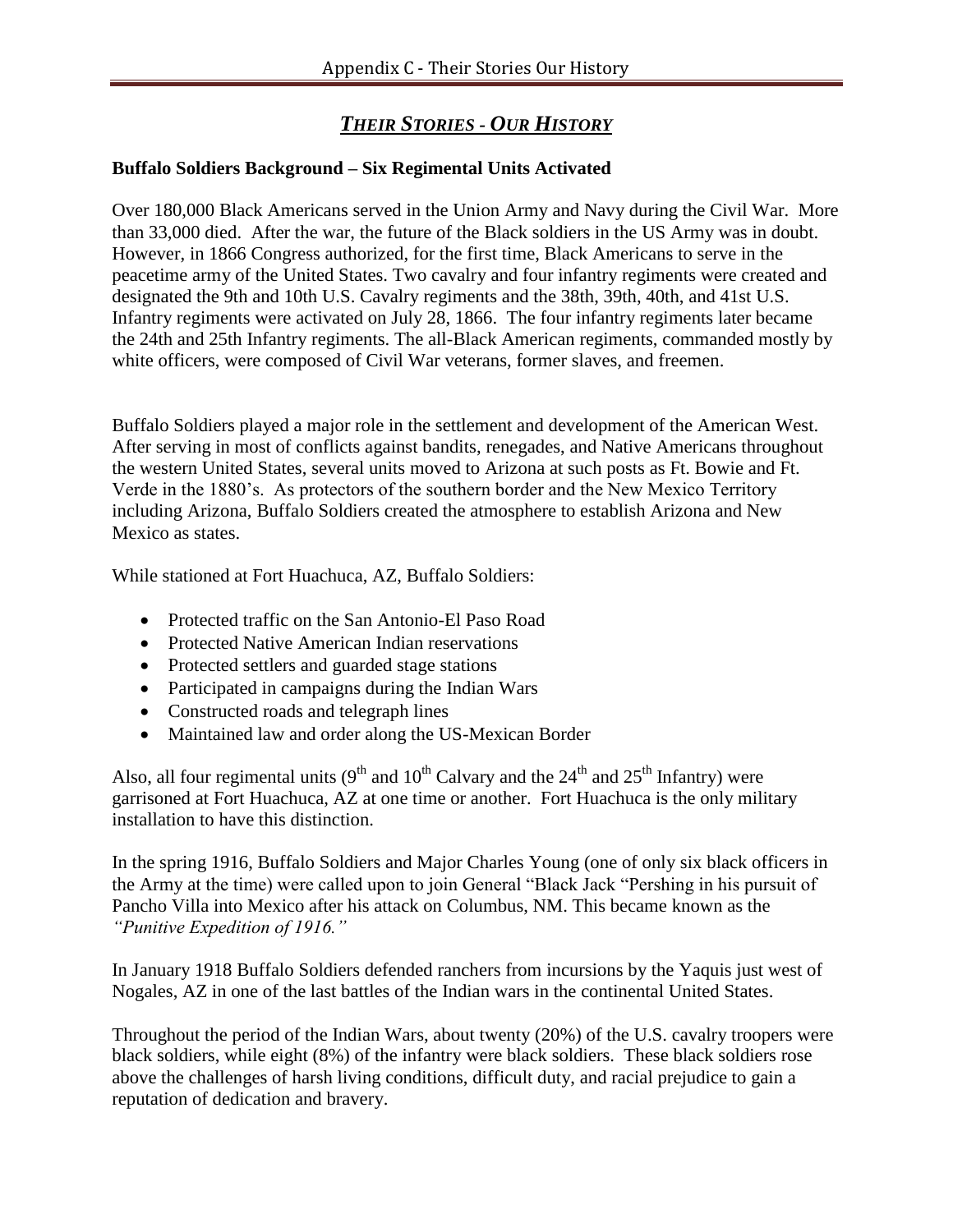# *THEIR STORIES - OUR HISTORY*

**Buffalo Soldiers Background – Six Regimental Units Activated**

Over 180,000 Black Americans served in the Union Army and Navy during the Civil War. More than 33,000 died. After the war, the future of the Black soldiers in the US Army was in doubt. However, in 1866 Congress authorized, for the first time, Black Americans to serve in the peacetime army of the United States. Two cavalry and four infantry regiments were created and designated the 9th and 10th U.S. Cavalry regiments and the 38th, 39th, 40th, and 41st U.S. Infantry regiments were activated on July 28, 1866. The four infantry regiments later became the 24th and 25th Infantry regiments. The all-Black American regiments, commanded mostly by white officers, were composed of Civil War veterans, former slaves, and freemen.

Buffalo Soldiers played a major role in the settlement and development of the American West. After serving in most of conflicts against bandits, renegades, and Native Americans throughout the western United States, several units moved to Arizona at such posts as Ft. Bowie and Ft. Verde in the 1880's. As protectors of the southern border and the New Mexico Territory including Arizona, Buffalo Soldiers created the atmosphere to establish Arizona and New Mexico as states.

While stationed at Fort Huachuca, AZ, Buffalo Soldiers:

- Protected traffic on the San Antonio-El Paso Road
- Protected Native American Indian reservations
- Protected settlers and guarded stage stations
- Participated in campaigns during the Indian Wars
- Constructed roads and telegraph lines
- Maintained law and order along the US-Mexican Border

Also, all four regimental units (9th and 10th Calvary and the 24th and 25th Infantry) were garrisoned at Fort Huachuca, AZ at one time or another. Fort Huachuca is the only military installation to have this distinction.

In the spring 1916, Buffalo Soldiers and Major Charles Young (one of only six black officers in the Army at the time) were called upon to join General "Black Jack "Pershing in his pursuit of Pancho Villa into Mexico after his attack on Columbus, NM. This became known as the *"Punitive Expedition of 1916."*

In January 1918 Buffalo Soldiers defended ranchers from incursions by the Yaquis just west of Nogales, AZ in one of the last battles of the Indian wars in the continental United States.

Throughout the period of the Indian Wars, about twenty (20%) of the U.S. cavalry troopers were black soldiers, while eight (8%) of the infantry were black soldiers. These black soldiers rose above the challenges of harsh living conditions, difficult duty, and racial prejudice to gain a reputation of dedication and bravery.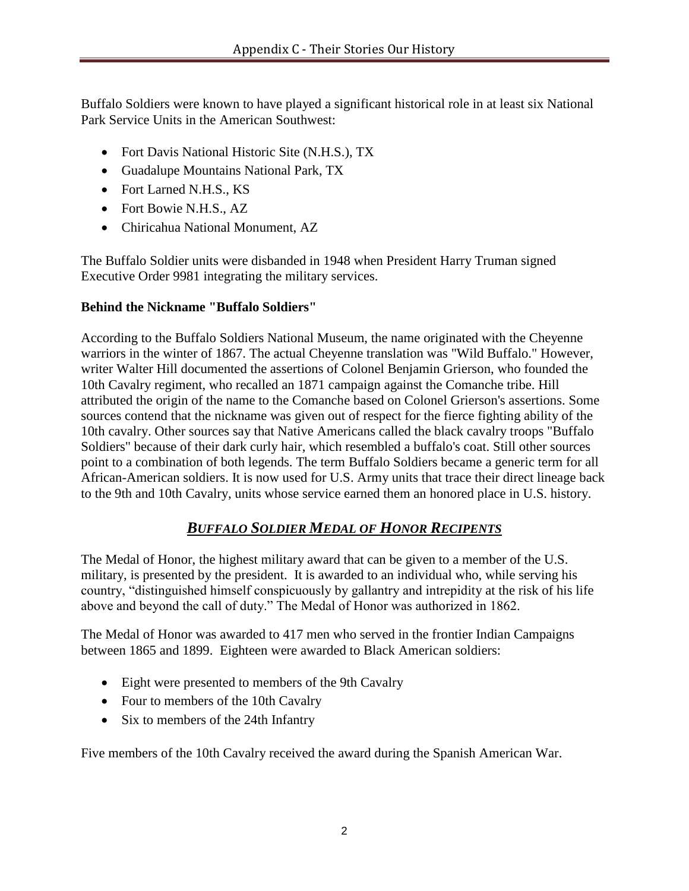Buffalo Soldiers were known to have played a significant historical role in at least six National Park Service Units in the American Southwest:

- Fort Davis National Historic Site (N.H.S.), TX
- Guadalupe Mountains National Park, TX
- Fort Larned N.H.S., KS
- Fort Bowie N.H.S., AZ
- Chiricahua National Monument, AZ

The Buffalo Soldier units were disbanded in 1948 when President Harry Truman signed Executive Order 9981 integrating the military services.

**Behind the Nickname "Buffalo Soldiers"**

According to the Buffalo Soldiers National Museum, the name originated with the Cheyenne warriors in the winter of 1867. The actual Cheyenne translation was "Wild Buffalo." However, writer Walter Hill documented the assertions of Colonel Benjamin Grierson, who founded the 10th Cavalry regiment, who recalled an 1871 campaign against the Comanche tribe. Hill attributed the origin of the name to the Comanche based on Colonel Grierson's assertions. Some sources contend that the nickname was given out of respect for the fierce fighting ability of the 10th cavalry. Other sources say that Native Americans called the black cavalry troops "Buffalo Soldiers" because of their dark curly hair, which resembled a buffalo's coat. Still other sources point to a combination of both legends. The term Buffalo Soldiers became a generic term for all African-American soldiers. It is now used for U.S. Army units that trace their direct lineage back to the 9th and 10th Cavalry, units whose service earned them an honored place in U.S. history.

## ***Buffalo Soldier Medal of Honor Recipents***

The Medal of Honor, the highest military award that can be given to a member of the U.S. military, is presented by the president. It is awarded to an individual who, while serving his country, "distinguished himself conspicuously by gallantry and intrepidity at the risk of his life above and beyond the call of duty." The Medal of Honor was authorized in 1862.

The Medal of Honor was awarded to 417 men who served in the frontier Indian Campaigns between 1865 and 1899. Eighteen were awarded to Black American soldiers:

- Eight were presented to members of the 9th Cavalry
- Four to members of the 10th Cavalry
- Six to members of the 24th Infantry

Five members of the 10th Cavalry received the award during the Spanish American War.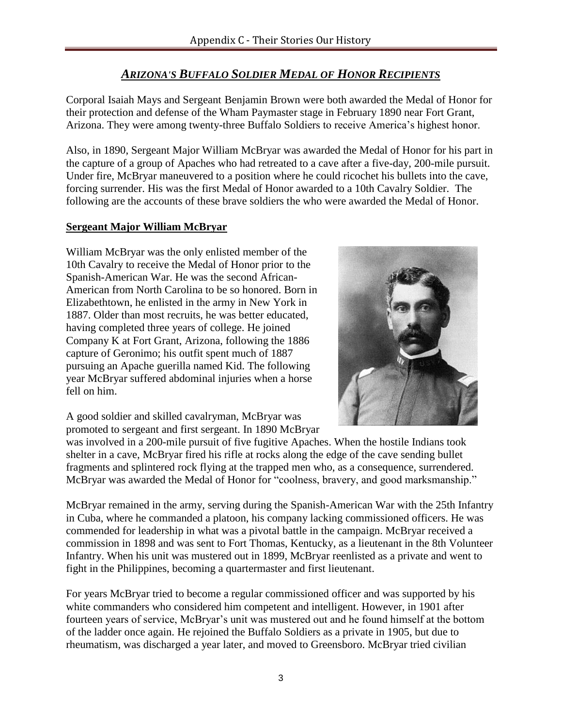## *ARIZONA'S BUFFALO SOLDIER MEDAL OF HONOR RECIPIENTS*

Corporal Isaiah Mays and Sergeant Benjamin Brown were both awarded the Medal of Honor for their protection and defense of the Wham Paymaster stage in February 1890 near Fort Grant, Arizona. They were among twenty-three Buffalo Soldiers to receive America's highest honor.

Also, in 1890, Sergeant Major William McBryar was awarded the Medal of Honor for his part in the capture of a group of Apaches who had retreated to a cave after a five-day, 200-mile pursuit. Under fire, McBryar maneuvered to a position where he could ricochet his bullets into the cave, forcing surrender. His was the first Medal of Honor awarded to a 10th Cavalry Soldier. The following are the accounts of these brave soldiers the who were awarded the Medal of Honor.

**Sergeant Major William McBryar**

William McBryar was the only enlisted member of the 10th Cavalry to receive the Medal of Honor prior to the Spanish-American War. He was the second African-American from North Carolina to be so honored. Born in Elizabethtown, he enlisted in the army in New York in 1887. Older than most recruits, he was better educated, having completed three years of college. He joined Company K at Fort Grant, Arizona, following the 1886 capture of Geronimo; his outfit spent much of 1887 pursuing an Apache guerilla named Kid. The following year McBryar suffered abdominal injuries when a horse fell on him.

A good soldier and skilled cavalryman, McBryar was promoted to sergeant and first sergeant. In 1890 McBryar was involved in a 200-mile pursuit of five fugitive Apaches. When the hostile Indians took shelter in a cave, McBryar fired his rifle at rocks along the edge of the cave sending bullet fragments and splintered rock flying at the trapped men who, as a consequence, surrendered. McBryar was awarded the Medal of Honor for "coolness, bravery, and good marksmanship."

McBryar remained in the army, serving during the Spanish-American War with the 25th Infantry in Cuba, where he commanded a platoon, his company lacking commissioned officers. He was commended for leadership in what was a pivotal battle in the campaign. McBryar received a commission in 1898 and was sent to Fort Thomas, Kentucky, as a lieutenant in the 8th Volunteer Infantry. When his unit was mustered out in 1899, McBryar reenlisted as a private and went to fight in the Philippines, becoming a quartermaster and first lieutenant.

For years McBryar tried to become a regular commissioned officer and was supported by his white commanders who considered him competent and intelligent. However, in 1901 after fourteen years of service, McBryar's unit was mustered out and he found himself at the bottom of the ladder once again. He rejoined the Buffalo Soldiers as a private in 1905, but due to rheumatism, was discharged a year later, and moved to Greensboro. McBryar tried civilian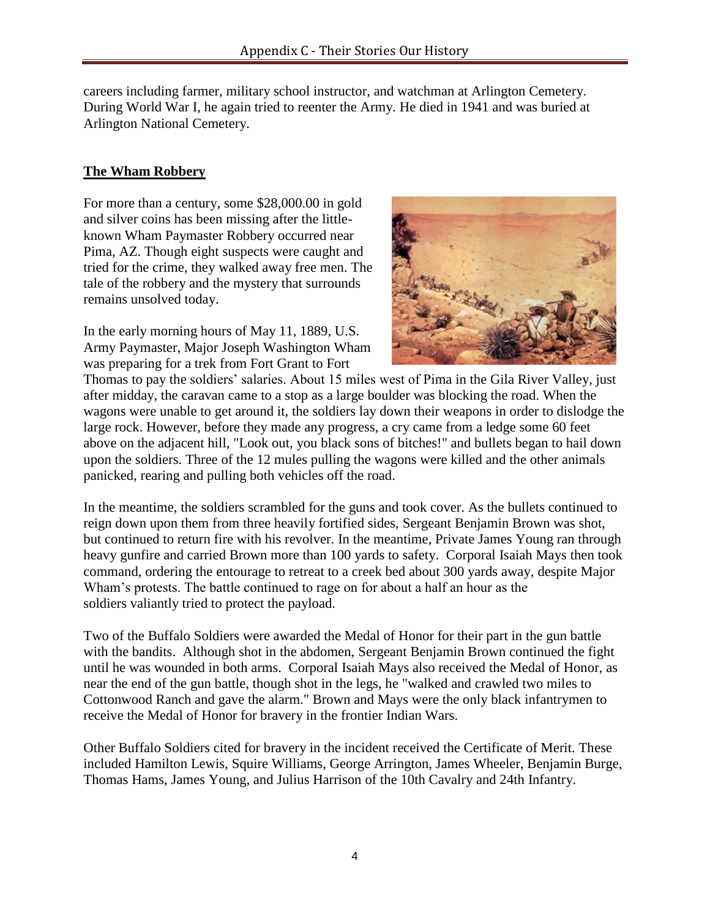careers including farmer, military school instructor, and watchman at Arlington Cemetery. During World War I, he again tried to reenter the Army. He died in 1941 and was buried at Arlington National Cemetery.

## The Wham Robbery

For more than a century, some $28,000.00 in gold and silver coins has been missing after the little-known Wham Paymaster Robbery occurred near Pima, AZ. Though eight suspects were caught and tried for the crime, they walked away free men. The tale of the robbery and the mystery that surrounds remains unsolved today.

In the early morning hours of May 11, 1889, U.S. Army Paymaster, Major Joseph Washington Wham was preparing for a trek from Fort Grant to Fort Thomas to pay the soldiers' salaries. About 15 miles west of Pima in the Gila River Valley, just after midday, the caravan came to a stop as a large boulder was blocking the road. When the wagons were unable to get around it, the soldiers lay down their weapons in order to dislodge the large rock. However, before they made any progress, a cry came from a ledge some 60 feet above on the adjacent hill, "Look out, you black sons of bitches!" and bullets began to hail down upon the soldiers. Three of the 12 mules pulling the wagons were killed and the other animals panicked, rearing and pulling both vehicles off the road.

In the meantime, the soldiers scrambled for the guns and took cover. As the bullets continued to reign down upon them from three heavily fortified sides, Sergeant Benjamin Brown was shot, but continued to return fire with his revolver. In the meantime, Private James Young ran through heavy gunfire and carried Brown more than 100 yards to safety. Corporal Isaiah Mays then took command, ordering the entourage to retreat to a creek bed about 300 yards away, despite Major Wham's protests. The battle continued to rage on for about a half an hour as the soldiers valiantly tried to protect the payload.

Two of the Buffalo Soldiers were awarded the Medal of Honor for their part in the gun battle with the bandits. Although shot in the abdomen, Sergeant Benjamin Brown continued the fight until he was wounded in both arms. Corporal Isaiah Mays also received the Medal of Honor, as near the end of the gun battle, though shot in the legs, he "walked and crawled two miles to Cottonwood Ranch and gave the alarm." Brown and Mays were the only black infantrymen to receive the Medal of Honor for bravery in the frontier Indian Wars.

Other Buffalo Soldiers cited for bravery in the incident received the Certificate of Merit. These included Hamilton Lewis, Squire Williams, George Arrington, James Wheeler, Benjamin Burge, Thomas Hams, James Young, and Julius Harrison of the 10th Cavalry and 24th Infantry.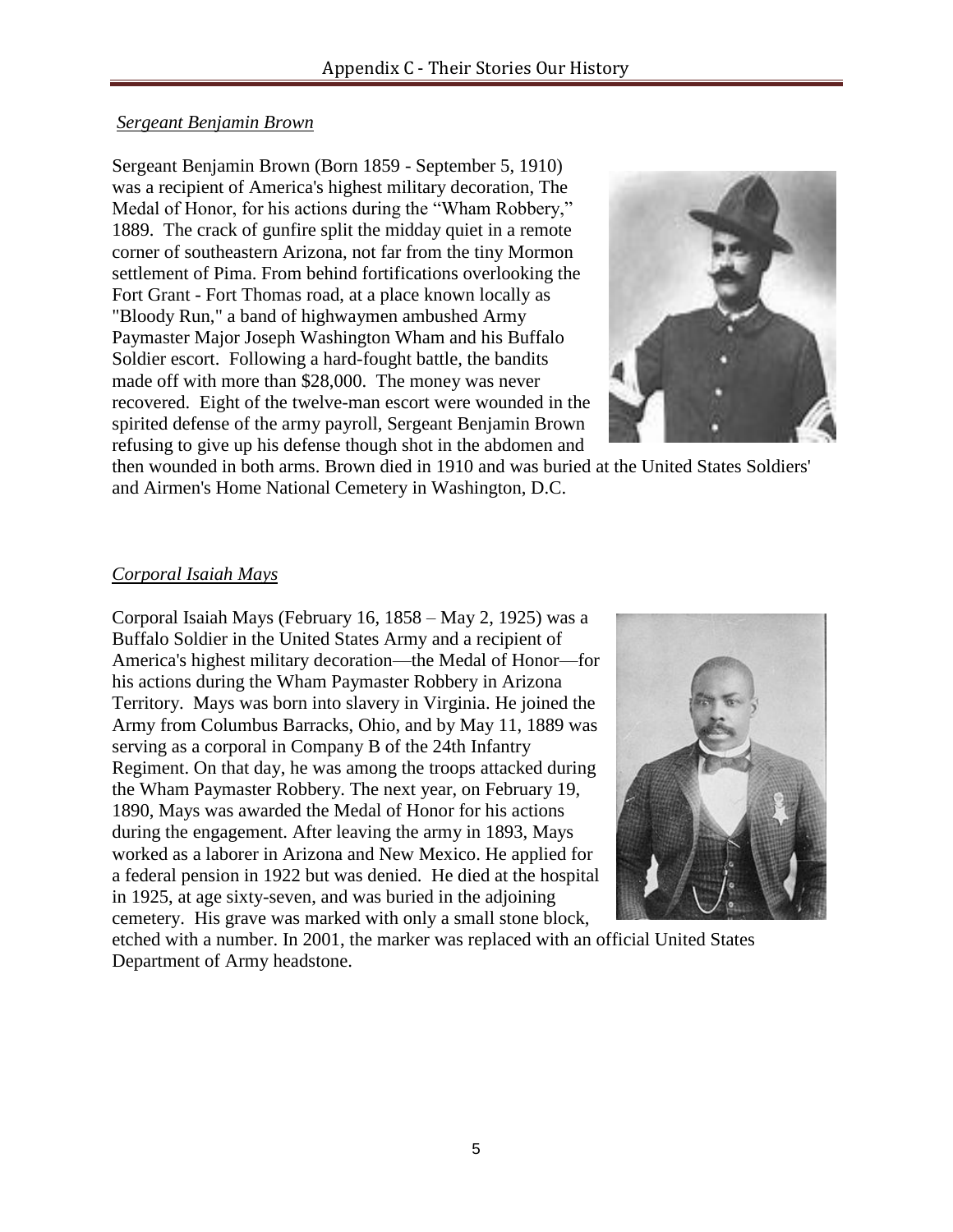*Sergeant Benjamin Brown*

Sergeant Benjamin Brown (Born 1859 - September 5, 1910) was a recipient of America's highest military decoration, The Medal of Honor, for his actions during the "Wham Robbery," 1889. The crack of gunfire split the midday quiet in a remote corner of southeastern Arizona, not far from the tiny Mormon settlement of Pima. From behind fortifications overlooking the Fort Grant - Fort Thomas road, at a place known locally as "Bloody Run," a band of highwaymen ambushed Army Paymaster Major Joseph Washington Wham and his Buffalo Soldier escort. Following a hard-fought battle, the bandits made off with more than $28,000. The money was never recovered. Eight of the twelve-man escort were wounded in the spirited defense of the army payroll, Sergeant Benjamin Brown refusing to give up his defense though shot in the abdomen and then wounded in both arms. Brown died in 1910 and was buried at the United States Soldiers' and Airmen's Home National Cemetery in Washington, D.C.

*Corporal Isaiah Mays*

Corporal Isaiah Mays (February 16, 1858 – May 2, 1925) was a Buffalo Soldier in the United States Army and a recipient of America's highest military decoration—the Medal of Honor—for his actions during the Wham Paymaster Robbery in Arizona Territory. Mays was born into slavery in Virginia. He joined the Army from Columbus Barracks, Ohio, and by May 11, 1889 was serving as a corporal in Company B of the 24th Infantry Regiment. On that day, he was among the troops attacked during the Wham Paymaster Robbery. The next year, on February 19, 1890, Mays was awarded the Medal of Honor for his actions during the engagement. After leaving the army in 1893, Mays worked as a laborer in Arizona and New Mexico. He applied for a federal pension in 1922 but was denied. He died at the hospital in 1925, at age sixty-seven, and was buried in the adjoining cemetery. His grave was marked with only a small stone block, etched with a number. In 2001, the marker was replaced with an official United States Department of Army headstone.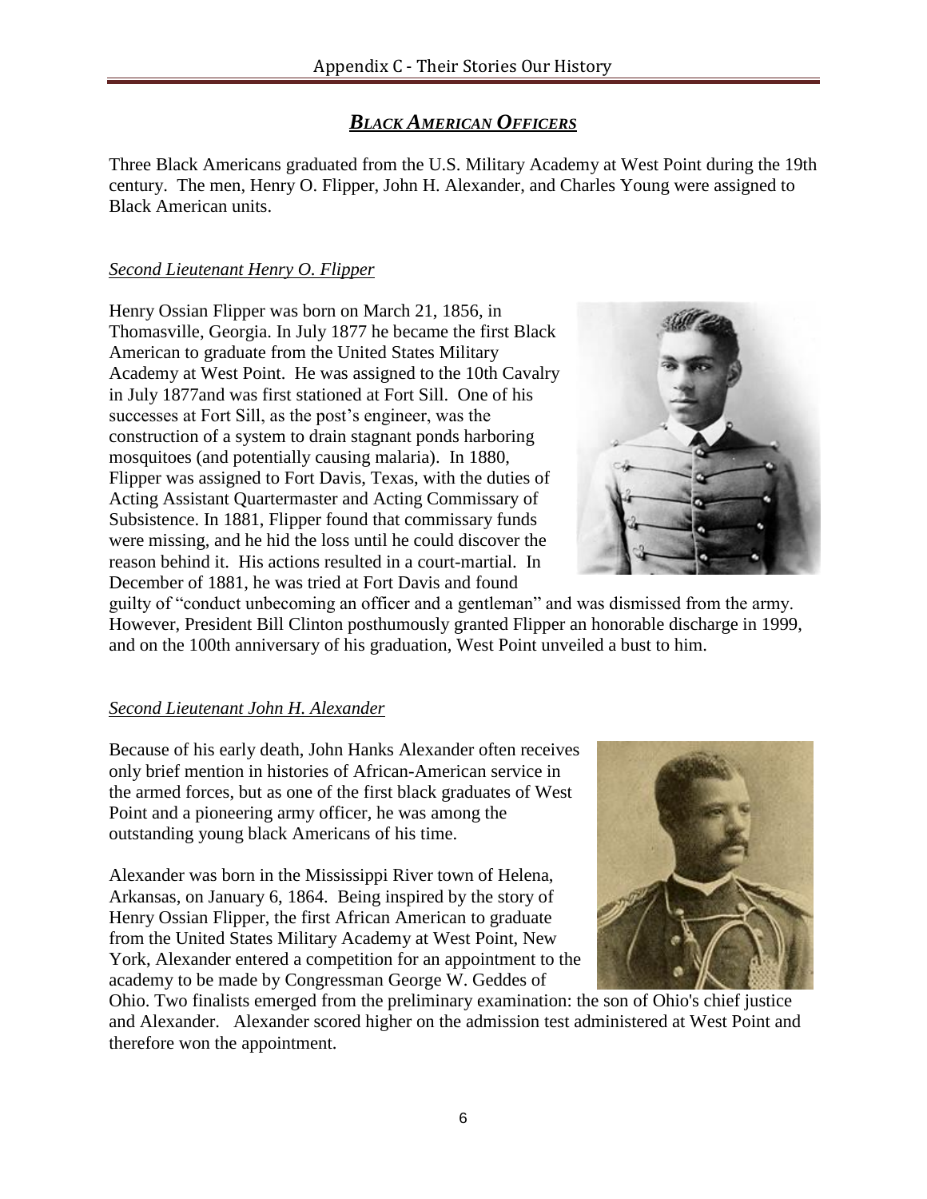## ***Black American Officers***

Three Black Americans graduated from the U.S. Military Academy at West Point during the 19th century. The men, Henry O. Flipper, John H. Alexander, and Charles Young were assigned to Black American units.

### *Second Lieutenant Henry O. Flipper*

Henry Ossian Flipper was born on March 21, 1856, in Thomasville, Georgia. In July 1877 he became the first Black American to graduate from the United States Military Academy at West Point. He was assigned to the 10th Cavalry in July 1877and was first stationed at Fort Sill. One of his successes at Fort Sill, as the post's engineer, was the construction of a system to drain stagnant ponds harboring mosquitoes (and potentially causing malaria). In 1880, Flipper was assigned to Fort Davis, Texas, with the duties of Acting Assistant Quartermaster and Acting Commissary of Subsistence. In 1881, Flipper found that commissary funds were missing, and he hid the loss until he could discover the reason behind it. His actions resulted in a court-martial. In December of 1881, he was tried at Fort Davis and found guilty of "conduct unbecoming an officer and a gentleman" and was dismissed from the army. However, President Bill Clinton posthumously granted Flipper an honorable discharge in 1999, and on the 100th anniversary of his graduation, West Point unveiled a bust to him.

### *Second Lieutenant John H. Alexander*

Because of his early death, John Hanks Alexander often receives only brief mention in histories of African-American service in the armed forces, but as one of the first black graduates of West Point and a pioneering army officer, he was among the outstanding young black Americans of his time.

Alexander was born in the Mississippi River town of Helena, Arkansas, on January 6, 1864. Being inspired by the story of Henry Ossian Flipper, the first African American to graduate from the United States Military Academy at West Point, New York, Alexander entered a competition for an appointment to the academy to be made by Congressman George W. Geddes of Ohio. Two finalists emerged from the preliminary examination: the son of Ohio's chief justice and Alexander. Alexander scored higher on the admission test administered at West Point and therefore won the appointment.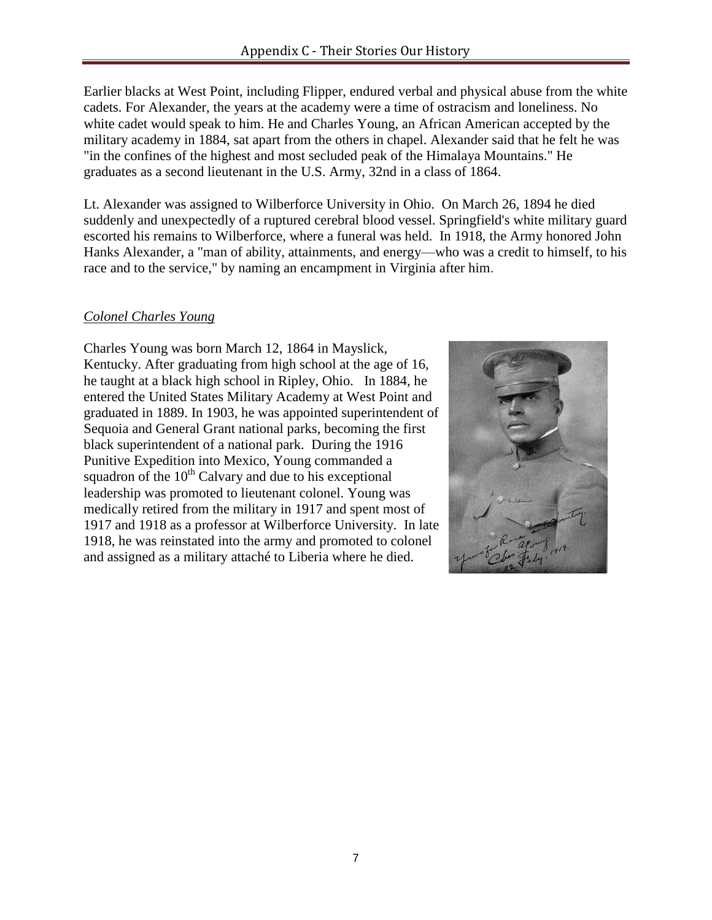Earlier blacks at West Point, including Flipper, endured verbal and physical abuse from the white cadets. For Alexander, the years at the academy were a time of ostracism and loneliness. No white cadet would speak to him. He and Charles Young, an African American accepted by the military academy in 1884, sat apart from the others in chapel. Alexander said that he felt he was "in the confines of the highest and most secluded peak of the Himalaya Mountains." He graduates as a second lieutenant in the U.S. Army, 32nd in a class of 1864.

Lt. Alexander was assigned to Wilberforce University in Ohio. On March 26, 1894 he died suddenly and unexpectedly of a ruptured cerebral blood vessel. Springfield's white military guard escorted his remains to Wilberforce, where a funeral was held. In 1918, the Army honored John Hanks Alexander, a "man of ability, attainments, and energy—who was a credit to himself, to his race and to the service," by naming an encampment in Virginia after him.

*Colonel Charles Young*

Charles Young was born March 12, 1864 in Mayslick, Kentucky. After graduating from high school at the age of 16, he taught at a black high school in Ripley, Ohio. In 1884, he entered the United States Military Academy at West Point and graduated in 1889. In 1903, he was appointed superintendent of Sequoia and General Grant national parks, becoming the first black superintendent of a national park. During the 1916 Punitive Expedition into Mexico, Young commanded a squadron of the 10th Calvary and due to his exceptional leadership was promoted to lieutenant colonel. Young was medically retired from the military in 1917 and spent most of 1917 and 1918 as a professor at Wilberforce University. In late 1918, he was reinstated into the army and promoted to colonel and assigned as a military attaché to Liberia where he died.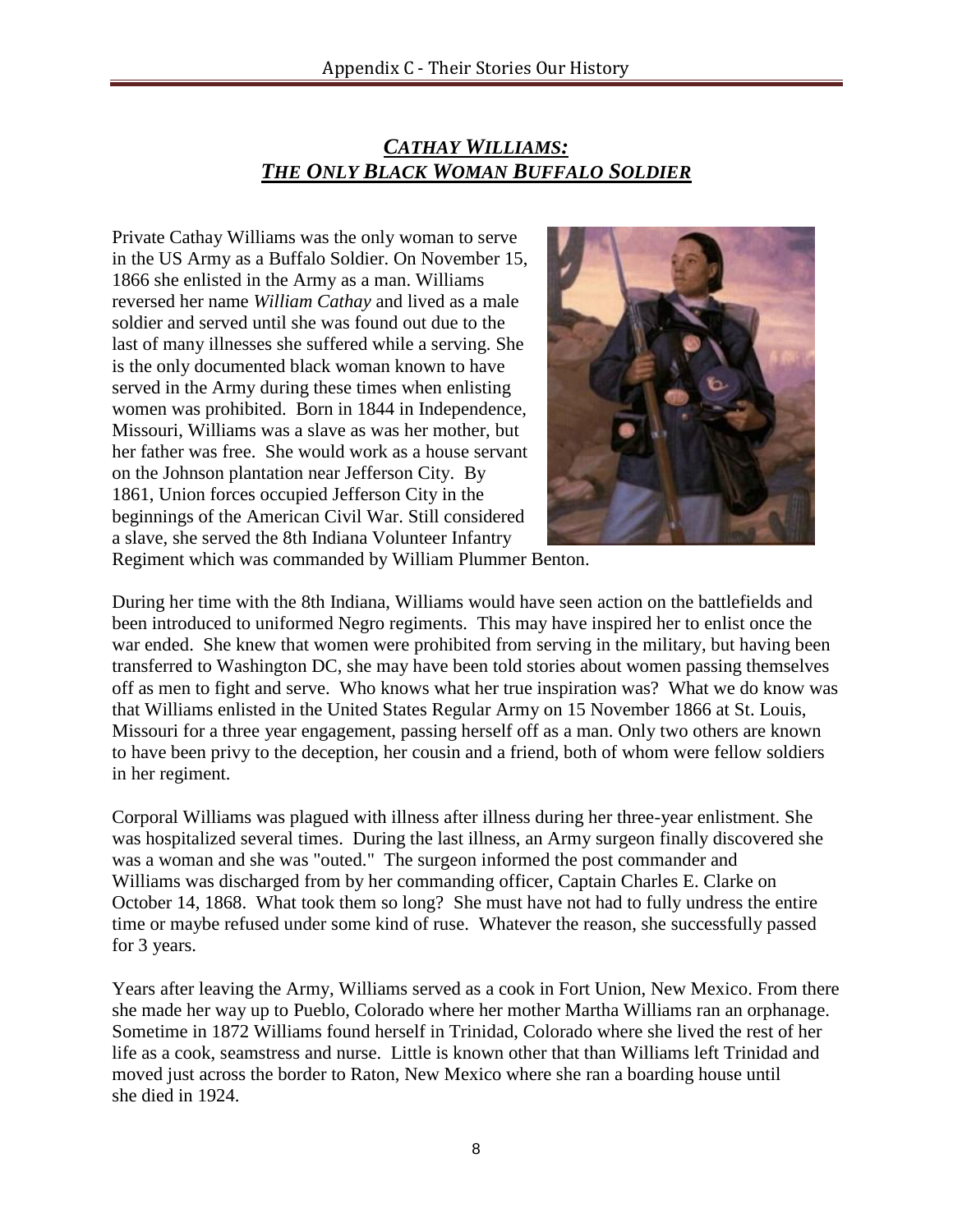## ***CATHAY WILLIAMS:***
## ***THE ONLY BLACK WOMAN BUFFALO SOLDIER***

Private Cathay Williams was the only woman to serve in the US Army as a Buffalo Soldier. On November 15, 1866 she enlisted in the Army as a man. Williams reversed her name *William Cathay* and lived as a male soldier and served until she was found out due to the last of many illnesses she suffered while a serving. She is the only documented black woman known to have served in the Army during these times when enlisting women was prohibited. Born in 1844 in Independence, Missouri, Williams was a slave as was her mother, but her father was free. She would work as a house servant on the Johnson plantation near Jefferson City. By 1861, Union forces occupied Jefferson City in the beginnings of the American Civil War. Still considered a slave, she served the 8th Indiana Volunteer Infantry Regiment which was commanded by William Plummer Benton.

During her time with the 8th Indiana, Williams would have seen action on the battlefields and been introduced to uniformed Negro regiments. This may have inspired her to enlist once the war ended. She knew that women were prohibited from serving in the military, but having been transferred to Washington DC, she may have been told stories about women passing themselves off as men to fight and serve. Who knows what her true inspiration was? What we do know was that Williams enlisted in the United States Regular Army on 15 November 1866 at St. Louis, Missouri for a three year engagement, passing herself off as a man. Only two others are known to have been privy to the deception, her cousin and a friend, both of whom were fellow soldiers in her regiment.

Corporal Williams was plagued with illness after illness during her three-year enlistment. She was hospitalized several times. During the last illness, an Army surgeon finally discovered she was a woman and she was "outed." The surgeon informed the post commander and Williams was discharged from by her commanding officer, Captain Charles E. Clarke on October 14, 1868. What took them so long? She must have not had to fully undress the entire time or maybe refused under some kind of ruse. Whatever the reason, she successfully passed for 3 years.

Years after leaving the Army, Williams served as a cook in Fort Union, New Mexico. From there she made her way up to Pueblo, Colorado where her mother Martha Williams ran an orphanage. Sometime in 1872 Williams found herself in Trinidad, Colorado where she lived the rest of her life as a cook, seamstress and nurse. Little is known other that than Williams left Trinidad and moved just across the border to Raton, New Mexico where she ran a boarding house until she died in 1924.